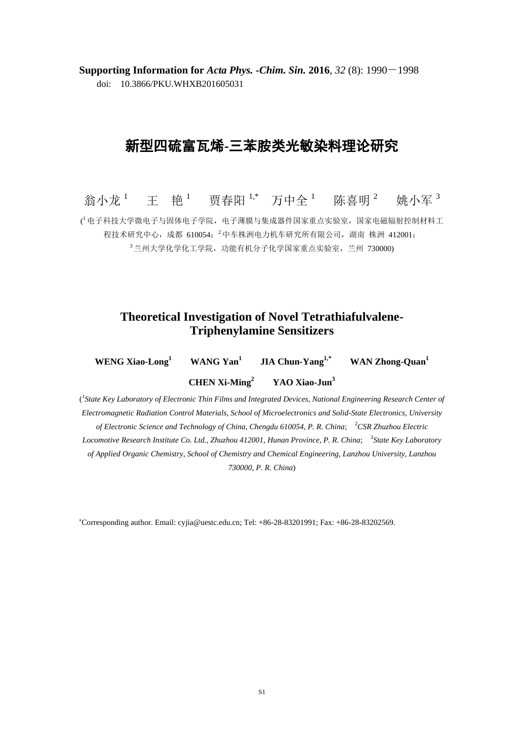**Supporting Information for *Acta Phys. -Chim. Sin.* 2016**, *32* (8): 1990－1998

doi: 10.3866/PKU.WHXB201605031

# 新型四硫富瓦烯-三苯胺类光敏染料理论研究

翁小龙[1] 王 艳[1] 贾春阳[1,*] 万中全[1] 陈喜明[2] 姚小军[3]

([1]电子科技大学微电子与固体电子学院，电子薄膜与集成器件国家重点实验室，国家电磁辐射控制材料工程技术研究中心，成都 610054；[2]中车株洲电力机车研究所有限公司，湖南 株洲 412001；[3]兰州大学化学化工学院，功能有机分子化学国家重点实验室，兰州 730000)

# Theoretical Investigation of Novel Tetrathiafulvalene-Triphenylamine Sensitizers

**WENG Xiao-Long[1] WANG Yan[1] JIA Chun-Yang[1,*] WAN Zhong-Quan[1]**

**CHEN Xi-Ming[2] YAO Xiao-Jun[3]**

([1]*State Key Laboratory of Electronic Thin Films and Integrated Devices, National Engineering Research Center of Electromagnetic Radiation Control Materials, School of Microelectronics and Solid-State Electronics, University of Electronic Science and Technology of China, Chengdu 610054, P. R. China*; [2]*CSR Zhuzhou Electric Locomotive Research Institute Co. Ltd., Zhuzhou 412001, Hunan Province, P. R. China*; [3]*State Key Laboratory of Applied Organic Chemistry, School of Chemistry and Chemical Engineering, Lanzhou University, Lanzhou 730000, P. R. China*)

[*]Corresponding author. Email: cyjia@uestc.edu.cn; Tel: +86-28-83201991; Fax: +86-28-83202569.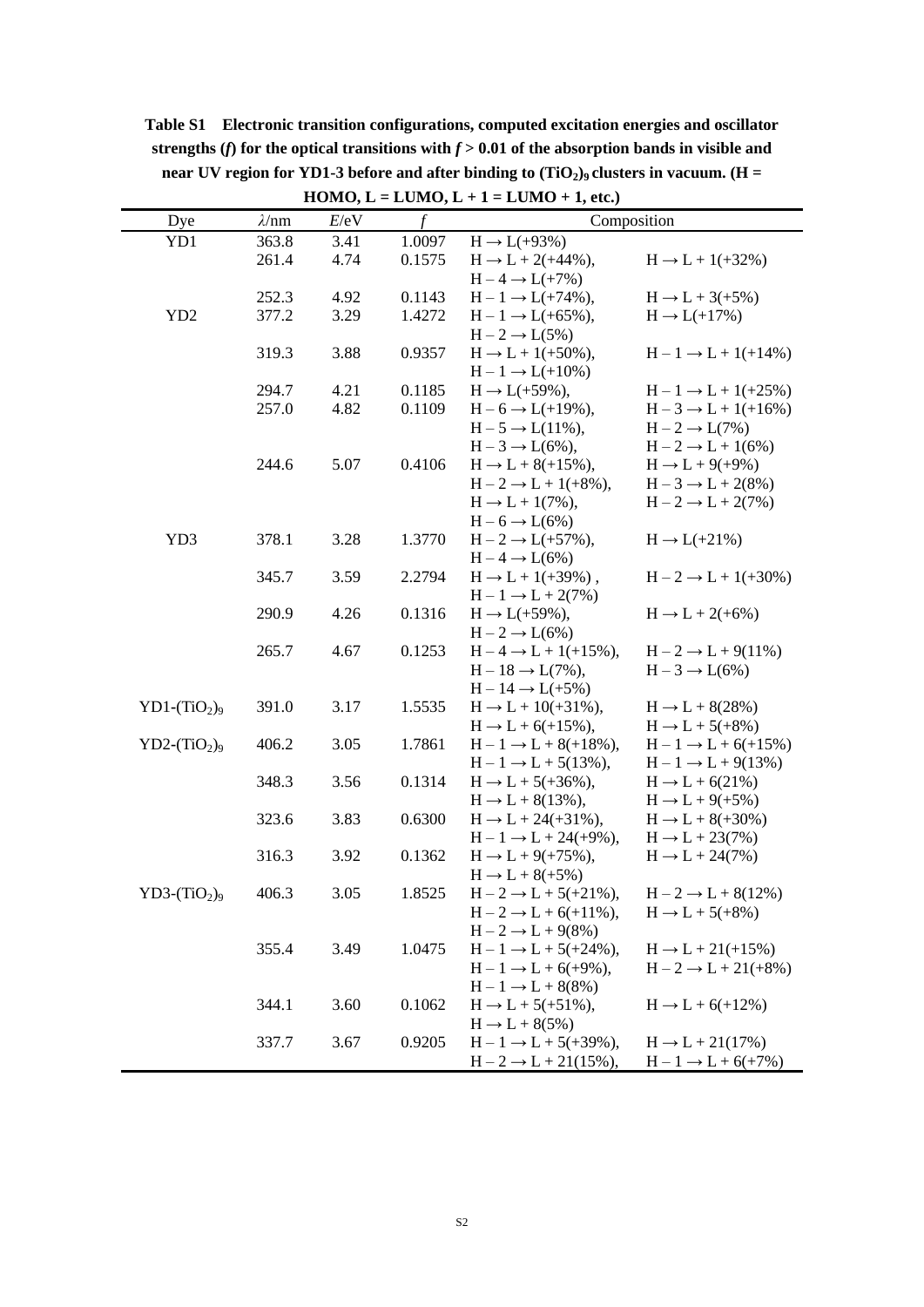**Table S1 Electronic transition configurations, computed excitation energies and oscillator strengths (*f*) for the optical transitions with *f* > 0.01 of the absorption bands in visible and near UV region for YD1-3 before and after binding to $(TiO_2)_9$ clusters in vacuum. (H = HOMO, L = LUMO, L + 1 = LUMO + 1, etc.)**

| Dye | $\lambda$/nm | $E$/eV | $f$ | Composition | |
|---|---|---|---|---|---|
| YD1 | 363.8 | 3.41 | 1.0097 | H → L(+93%) | |
| | 261.4 | 4.74 | 0.1575 | H → L + 2(+44%), | H → L + 1(+32%) |
| | | | | H – 4 → L(+7%) | |
| | 252.3 | 4.92 | 0.1143 | H – 1 → L(+74%), | H → L + 3(+5%) |
| YD2 | 377.2 | 3.29 | 1.4272 | H – 1 → L(+65%), | H → L(+17%) |
| | | | | H – 2 → L(5%) | |
| | 319.3 | 3.88 | 0.9357 | H → L + 1(+50%), | H – 1 → L + 1(+14%) |
| | | | | H – 1 → L(+10%) | |
| | 294.7 | 4.21 | 0.1185 | H → L(+59%), | H – 1 → L + 1(+25%) |
| | 257.0 | 4.82 | 0.1109 | H – 6 → L(+19%), | H – 3 → L + 1(+16%) |
| | | | | H – 5 → L(11%), | H – 2 → L(7%) |
| | | | | H – 3 → L(6%), | H – 2 → L + 1(6%) |
| | 244.6 | 5.07 | 0.4106 | H → L + 8(+15%), | H → L + 9(+9%) |
| | | | | H – 2 → L + 1(+8%), | H – 3 → L + 2(8%) |
| | | | | H → L + 1(7%), | H – 2 → L + 2(7%) |
| | | | | H – 6 → L(6%) | |
| YD3 | 378.1 | 3.28 | 1.3770 | H – 2 → L(+57%), | H → L(+21%) |
| | | | | H – 4 → L(6%) | |
| | 345.7 | 3.59 | 2.2794 | H → L + 1(+39%) , | H – 2 → L + 1(+30%) |
| | | | | H – 1 → L + 2(7%) | |
| | 290.9 | 4.26 | 0.1316 | H → L(+59%), | H → L + 2(+6%) |
| | | | | H – 2 → L(6%) | |
| | 265.7 | 4.67 | 0.1253 | H – 4 → L + 1(+15%), | H – 2 → L + 9(11%) |
| | | | | H – 18 → L(7%), | H – 3 → L(6%) |
| | | | | H – 14 → L(+5%) | |
| YD1-$(TiO_2)_9$ | 391.0 | 3.17 | 1.5535 | H → L + 10(+31%), | H → L + 8(28%) |
| | | | | H → L + 6(+15%), | H → L + 5(+8%) |
| YD2-$(TiO_2)_9$ | 406.2 | 3.05 | 1.7861 | H – 1 → L + 8(+18%), | H – 1 → L + 6(+15%) |
| | | | | H – 1 → L + 5(13%), | H – 1 → L + 9(13%) |
| | 348.3 | 3.56 | 0.1314 | H → L + 5(+36%), | H → L + 6(21%) |
| | | | | H → L + 8(13%), | H → L + 9(+5%) |
| | 323.6 | 3.83 | 0.6300 | H → L + 24(+31%), | H → L + 8(+30%) |
| | | | | H – 1 → L + 24(+9%), | H → L + 23(7%) |
| | 316.3 | 3.92 | 0.1362 | H → L + 9(+75%), | H → L + 24(7%) |
| | | | | H → L + 8(+5%) | |
| YD3-$(TiO_2)_9$ | 406.3 | 3.05 | 1.8525 | H – 2 → L + 5(+21%), | H – 2 → L + 8(12%) |
| | | | | H – 2 → L + 6(+11%), | H → L + 5(+8%) |
| | | | | H – 2 → L + 9(8%) | |
| | 355.4 | 3.49 | 1.0475 | H – 1 → L + 5(+24%), | H → L + 21(+15%) |
| | | | | H – 1 → L + 6(+9%), | H – 2 → L + 21(+8%) |
| | | | | H – 1 → L + 8(8%) | |
| | 344.1 | 3.60 | 0.1062 | H → L + 5(+51%), | H → L + 6(+12%) |
| | | | | H → L + 8(5%) | |
| | 337.7 | 3.67 | 0.9205 | H – 1 → L + 5(+39%), | H → L + 21(17%) |
| | | | | H – 2 → L + 21(15%), | H – 1 → L + 6(+7%) |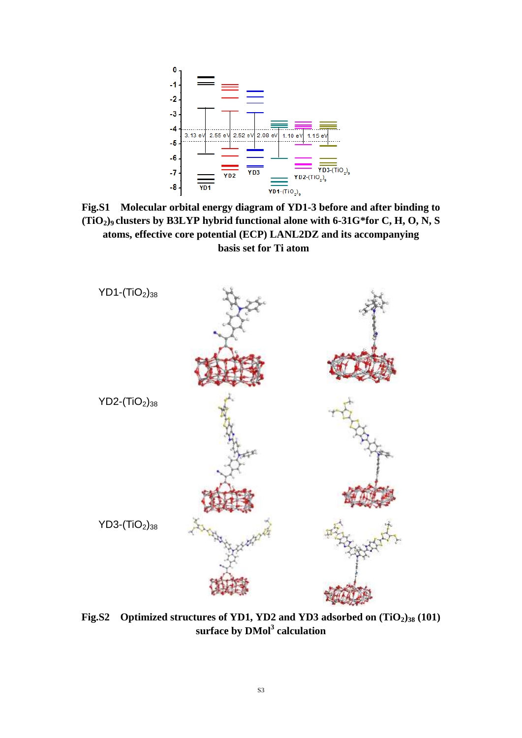0
-1
-2
-3
-4
-5
-6
-7
-8

3.13 eV
2.55 eV
2.52 eV
2.08 eV
1.10 eV
1.15 eV

YD1
YD2
YD3
YD1-$(TiO_2)_9$
YD2-$(TiO_2)_9$
YD3-$(TiO_2)_9$

**Fig.S1 Molecular orbital energy diagram of YD1-3 before and after binding to $(TiO_2)_9$ clusters by B3LYP hybrid functional alone with 6-31G*for C, H, O, N, S atoms, effective core potential (ECP) LANL2DZ and its accompanying basis set for Ti atom**

YD1-$(TiO_2)_{38}$

YD2-$(TiO_2)_{38}$

YD3-$(TiO_2)_{38}$

**Fig.S2 Optimized structures of YD1, YD2 and YD3 adsorbed on $(TiO_2)_{38}$ (101) surface by DMol[3] calculation**